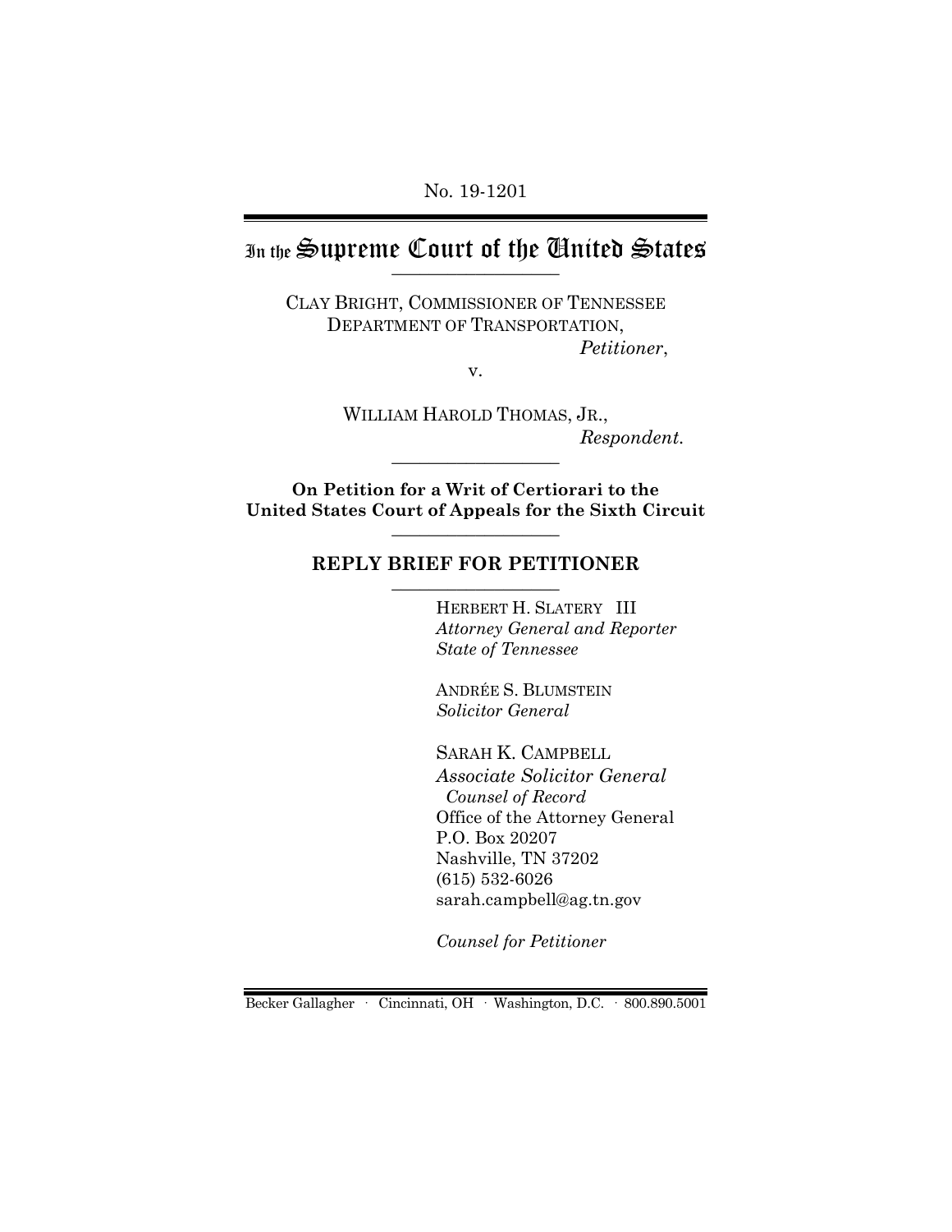No. 19-1201

# In the Supreme Court of the United States

CLAY BRIGHT, COMMISSIONER OF TENNESSEE DEPARTMENT OF TRANSPORTATION,
*Petitioner*,

v.

WILLIAM HAROLD THOMAS, JR.,
*Respondent.*

**On Petition for a Writ of Certiorari to the United States Court of Appeals for the Sixth Circuit**

## REPLY BRIEF FOR PETITIONER

HERBERT H. SLATERY III
*Attorney General and Reporter*
*State of Tennessee*

ANDRÉE S. BLUMSTEIN
*Solicitor General*

SARAH K. CAMPBELL
*Associate Solicitor General*
*Counsel of Record*
Office of the Attorney General
P.O. Box 20207
Nashville, TN 37202
(615) 532-6026
sarah.campbell@ag.tn.gov

*Counsel for Petitioner*

Becker Gallagher · Cincinnati, OH · Washington, D.C. · 800.890.5001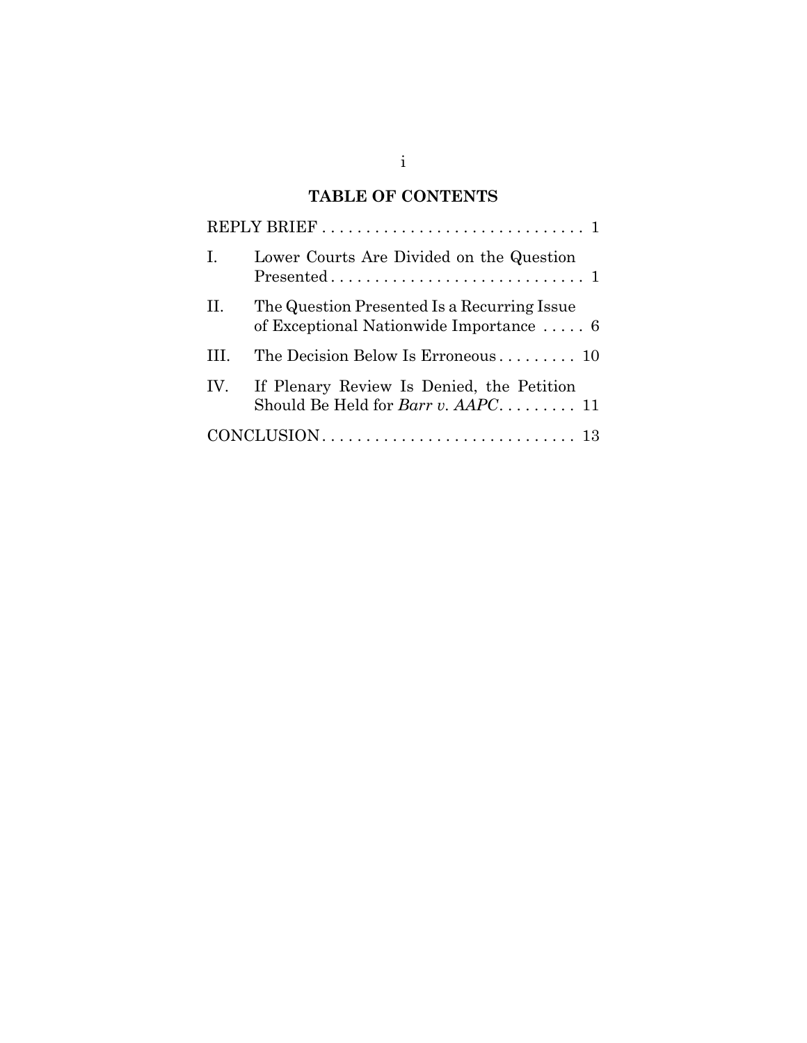# TABLE OF CONTENTS

REPLY BRIEF . . . . . . . . . . . . . . . . . . . . . . . . . . . . . . 1

I. Lower Courts Are Divided on the Question Presented . . . . . . . . . . . . . . . . . . . . . . . . . . . . . 1

II. The Question Presented Is a Recurring Issue of Exceptional Nationwide Importance . . . . . 6

III. The Decision Below Is Erroneous . . . . . . . . . 10

IV. If Plenary Review Is Denied, the Petition Should Be Held for *Barr v. AAPC*. . . . . . . . . 11

CONCLUSION. . . . . . . . . . . . . . . . . . . . . . . . . . . . . . 13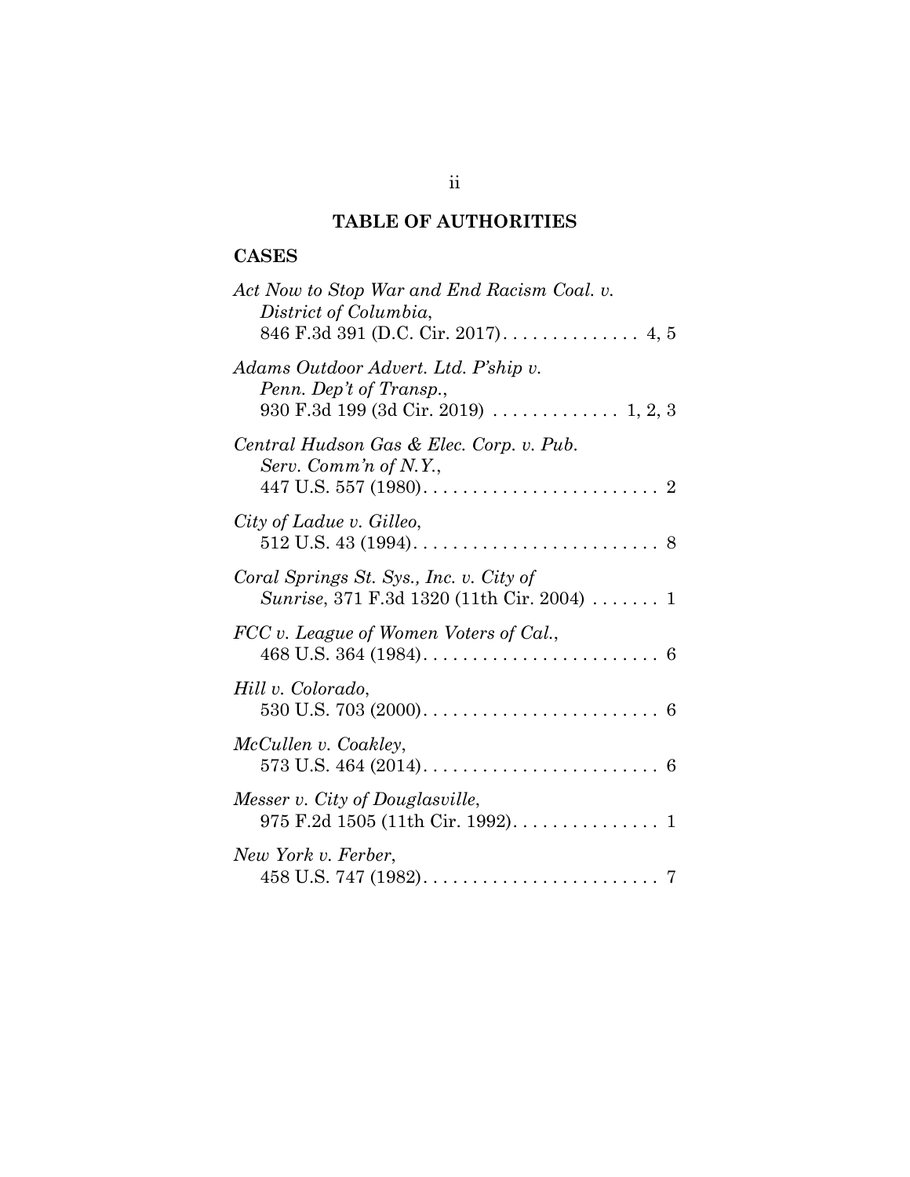# TABLE OF AUTHORITIES

## CASES

*Act Now to Stop War and End Racism Coal. v. District of Columbia*, 846 F.3d 391 (D.C. Cir. 2017) . . . . . . . . . . . . . . 4, 5

*Adams Outdoor Advert. Ltd. P'ship v. Penn. Dep't of Transp.*, 930 F.3d 199 (3d Cir. 2019) . . . . . . . . . . . . . 1, 2, 3

*Central Hudson Gas & Elec. Corp. v. Pub. Serv. Comm'n of N.Y.*, 447 U.S. 557 (1980) . . . . . . . . . . . . . . . . . . . . . . . . 2

*City of Ladue v. Gilleo*, 512 U.S. 43 (1994) . . . . . . . . . . . . . . . . . . . . . . . . . 8

*Coral Springs St. Sys., Inc. v. City of Sunrise*, 371 F.3d 1320 (11th Cir. 2004) . . . . . . . 1

*FCC v. League of Women Voters of Cal.*, 468 U.S. 364 (1984) . . . . . . . . . . . . . . . . . . . . . . . . 6

*Hill v. Colorado*, 530 U.S. 703 (2000) . . . . . . . . . . . . . . . . . . . . . . . . 6

*McCullen v. Coakley*, 573 U.S. 464 (2014) . . . . . . . . . . . . . . . . . . . . . . . . 6

*Messer v. City of Douglasville*, 975 F.2d 1505 (11th Cir. 1992) . . . . . . . . . . . . . . . 1

*New York v. Ferber*, 458 U.S. 747 (1982) . . . . . . . . . . . . . . . . . . . . . . . . 7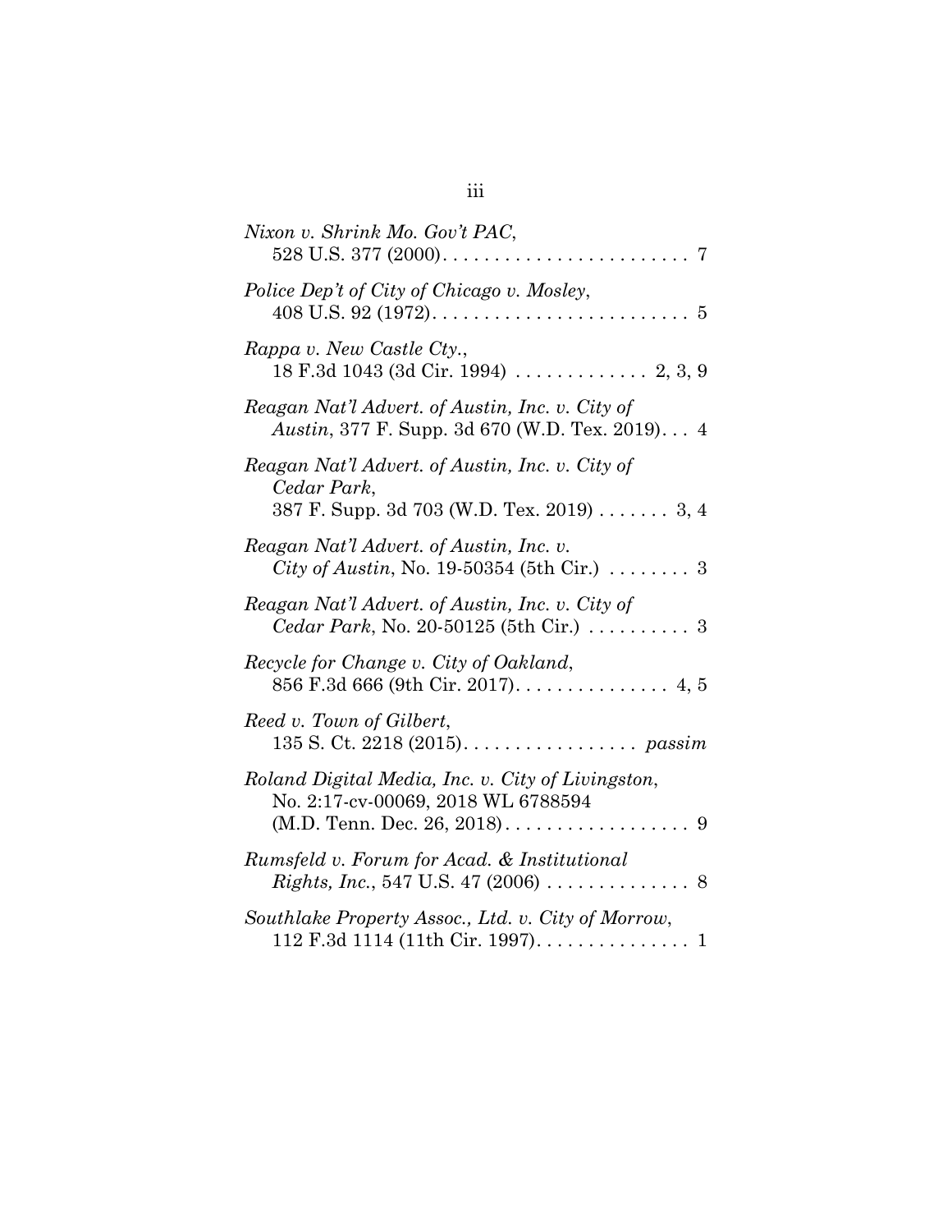*Nixon v. Shrink Mo. Gov't PAC*,
528 U.S. 377 (2000) . . . . . . . . . . . . . . . . . . . . . . . . 7

*Police Dep't of City of Chicago v. Mosley*,
408 U.S. 92 (1972) . . . . . . . . . . . . . . . . . . . . . . . . . 5

*Rappa v. New Castle Cty.*,
18 F.3d 1043 (3d Cir. 1994) . . . . . . . . . . . . . 2, 3, 9

*Reagan Nat'l Advert. of Austin, Inc. v. City of Austin*, 377 F. Supp. 3d 670 (W.D. Tex. 2019) . . . 4

*Reagan Nat'l Advert. of Austin, Inc. v. City of Cedar Park*,
387 F. Supp. 3d 703 (W.D. Tex. 2019) . . . . . . . 3, 4

*Reagan Nat'l Advert. of Austin, Inc. v. City of Austin*, No. 19-50354 (5th Cir.) . . . . . . . . 3

*Reagan Nat'l Advert. of Austin, Inc. v. City of Cedar Park*, No. 20-50125 (5th Cir.) . . . . . . . . . . 3

*Recycle for Change v. City of Oakland*,
856 F.3d 666 (9th Cir. 2017) . . . . . . . . . . . . . . . 4, 5

*Reed v. Town of Gilbert*,
135 S. Ct. 2218 (2015) . . . . . . . . . . . . . . . . . *passim*

*Roland Digital Media, Inc. v. City of Livingston*,
No. 2:17-cv-00069, 2018 WL 6788594
(M.D. Tenn. Dec. 26, 2018) . . . . . . . . . . . . . . . . . . 9

*Rumsfeld v. Forum for Acad. & Institutional Rights, Inc.*, 547 U.S. 47 (2006) . . . . . . . . . . . . . . 8

*Southlake Property Assoc., Ltd. v. City of Morrow*,
112 F.3d 1114 (11th Cir. 1997) . . . . . . . . . . . . . . . 1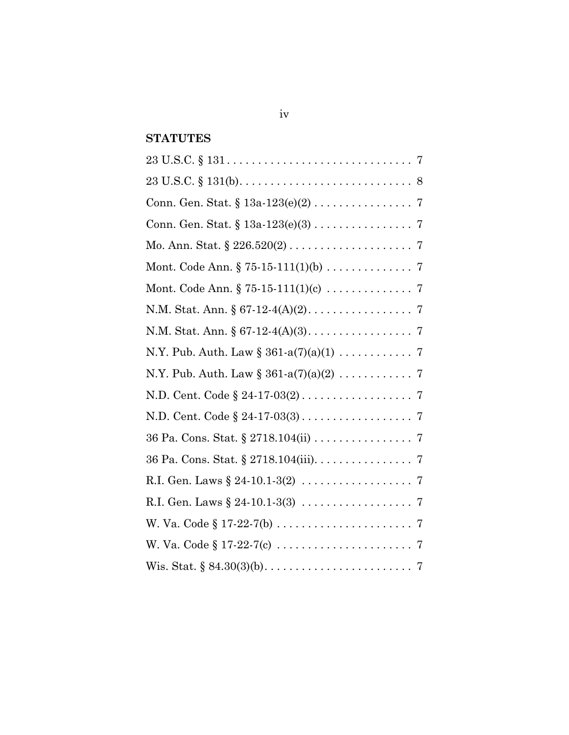## STATUTES

23 U.S.C. § 131 . . . . . . . . . . . . . . . . . . . . . . . . . . . . . . 7

23 U.S.C. § 131(b). . . . . . . . . . . . . . . . . . . . . . . . . . . . 8

Conn. Gen. Stat. § 13a-123(e)(2) . . . . . . . . . . . . . . . . 7

Conn. Gen. Stat. § 13a-123(e)(3) . . . . . . . . . . . . . . . . 7

Mo. Ann. Stat. § 226.520(2) . . . . . . . . . . . . . . . . . . . . 7

Mont. Code Ann. § 75-15-111(1)(b) . . . . . . . . . . . . . . 7

Mont. Code Ann. § 75-15-111(1)(c) . . . . . . . . . . . . . . 7

N.M. Stat. Ann. § 67-12-4(A)(2). . . . . . . . . . . . . . . . . 7

N.M. Stat. Ann. § 67-12-4(A)(3). . . . . . . . . . . . . . . . . 7

N.Y. Pub. Auth. Law § 361-a(7)(a)(1) . . . . . . . . . . . . 7

N.Y. Pub. Auth. Law § 361-a(7)(a)(2) . . . . . . . . . . . . 7

N.D. Cent. Code § 24-17-03(2) . . . . . . . . . . . . . . . . . . 7

N.D. Cent. Code § 24-17-03(3) . . . . . . . . . . . . . . . . . . 7

36 Pa. Cons. Stat. § 2718.104(ii) . . . . . . . . . . . . . . . . 7

36 Pa. Cons. Stat. § 2718.104(iii). . . . . . . . . . . . . . . . 7

R.I. Gen. Laws § 24-10.1-3(2) . . . . . . . . . . . . . . . . . . 7

R.I. Gen. Laws § 24-10.1-3(3) . . . . . . . . . . . . . . . . . . 7

W. Va. Code § 17-22-7(b) . . . . . . . . . . . . . . . . . . . . . . 7

W. Va. Code § 17-22-7(c) . . . . . . . . . . . . . . . . . . . . . . 7

Wis. Stat. § 84.30(3)(b). . . . . . . . . . . . . . . . . . . . . . . . 7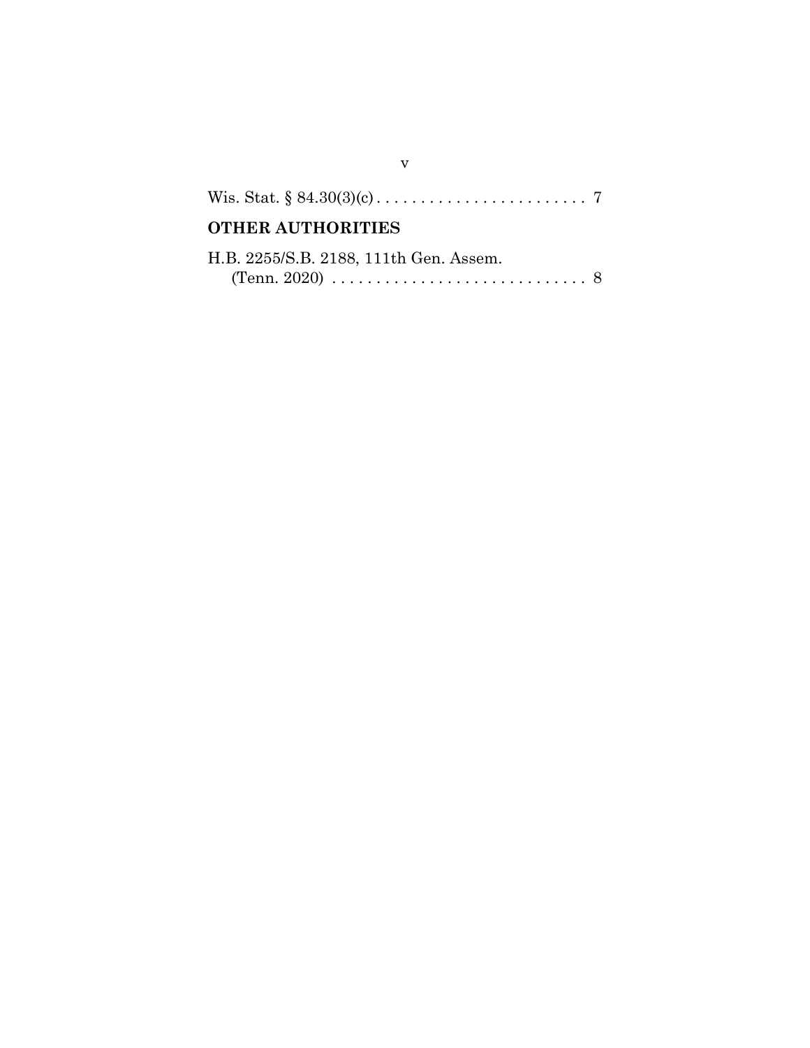Wis. Stat. § 84.30(3)(c) . . . . . . . . . . . . . . . . . . . . . . . . 7

**OTHER AUTHORITIES**

H.B. 2255/S.B. 2188, 111th Gen. Assem. (Tenn. 2020) . . . . . . . . . . . . . . . . . . . . . . . . . . . . 8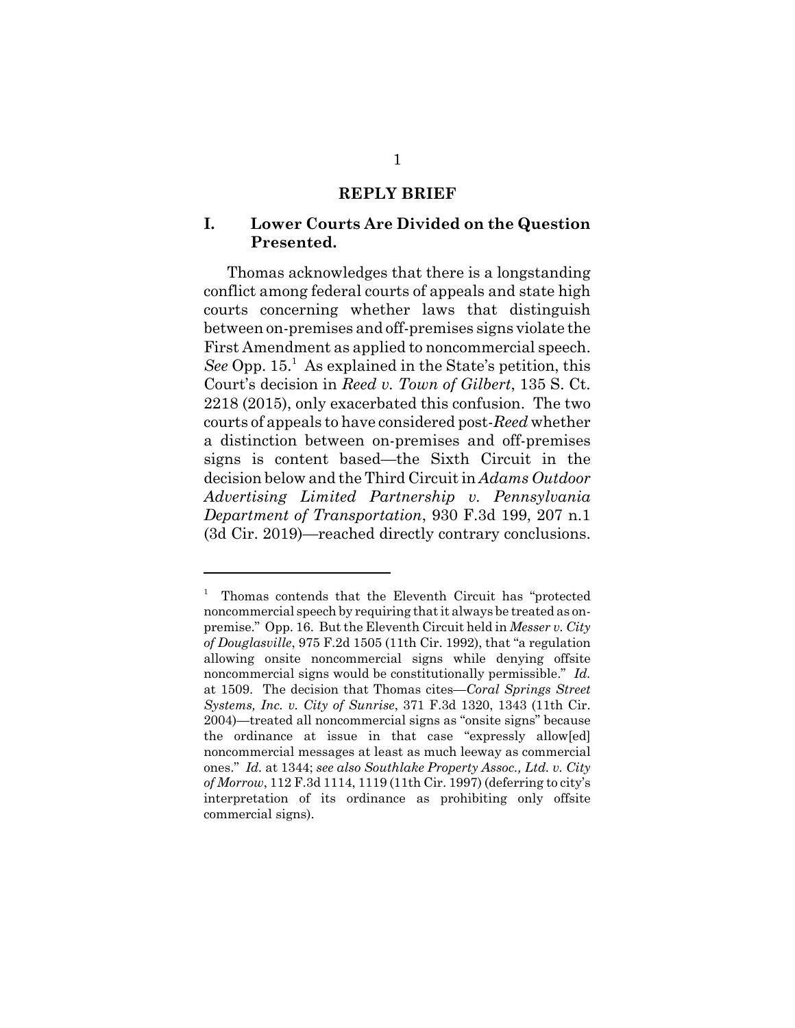## REPLY BRIEF

### I. Lower Courts Are Divided on the Question Presented.

Thomas acknowledges that there is a longstanding conflict among federal courts of appeals and state high courts concerning whether laws that distinguish between on-premises and off-premises signs violate the First Amendment as applied to noncommercial speech. *See* Opp. 15.[1] As explained in the State's petition, this Court's decision in *Reed v. Town of Gilbert*, 135 S. Ct. 2218 (2015), only exacerbated this confusion. The two courts of appeals to have considered post-*Reed* whether a distinction between on-premises and off-premises signs is content based—the Sixth Circuit in the decision below and the Third Circuit in *Adams Outdoor Advertising Limited Partnership v. Pennsylvania Department of Transportation*, 930 F.3d 199, 207 n.1 (3d Cir. 2019)—reached directly contrary conclusions.

---

[1] Thomas contends that the Eleventh Circuit has "protected noncommercial speech by requiring that it always be treated as on-premise." Opp. 16. But the Eleventh Circuit held in *Messer v. City of Douglasville*, 975 F.2d 1505 (11th Cir. 1992), that "a regulation allowing onsite noncommercial signs while denying offsite noncommercial signs would be constitutionally permissible." *Id.* at 1509. The decision that Thomas cites—*Coral Springs Street Systems, Inc. v. City of Sunrise*, 371 F.3d 1320, 1343 (11th Cir. 2004)—treated all noncommercial signs as "onsite signs" because the ordinance at issue in that case "expressly allow[ed] noncommercial messages at least as much leeway as commercial ones." *Id.* at 1344; *see also Southlake Property Assoc., Ltd. v. City of Morrow*, 112 F.3d 1114, 1119 (11th Cir. 1997) (deferring to city's interpretation of its ordinance as prohibiting only offsite commercial signs).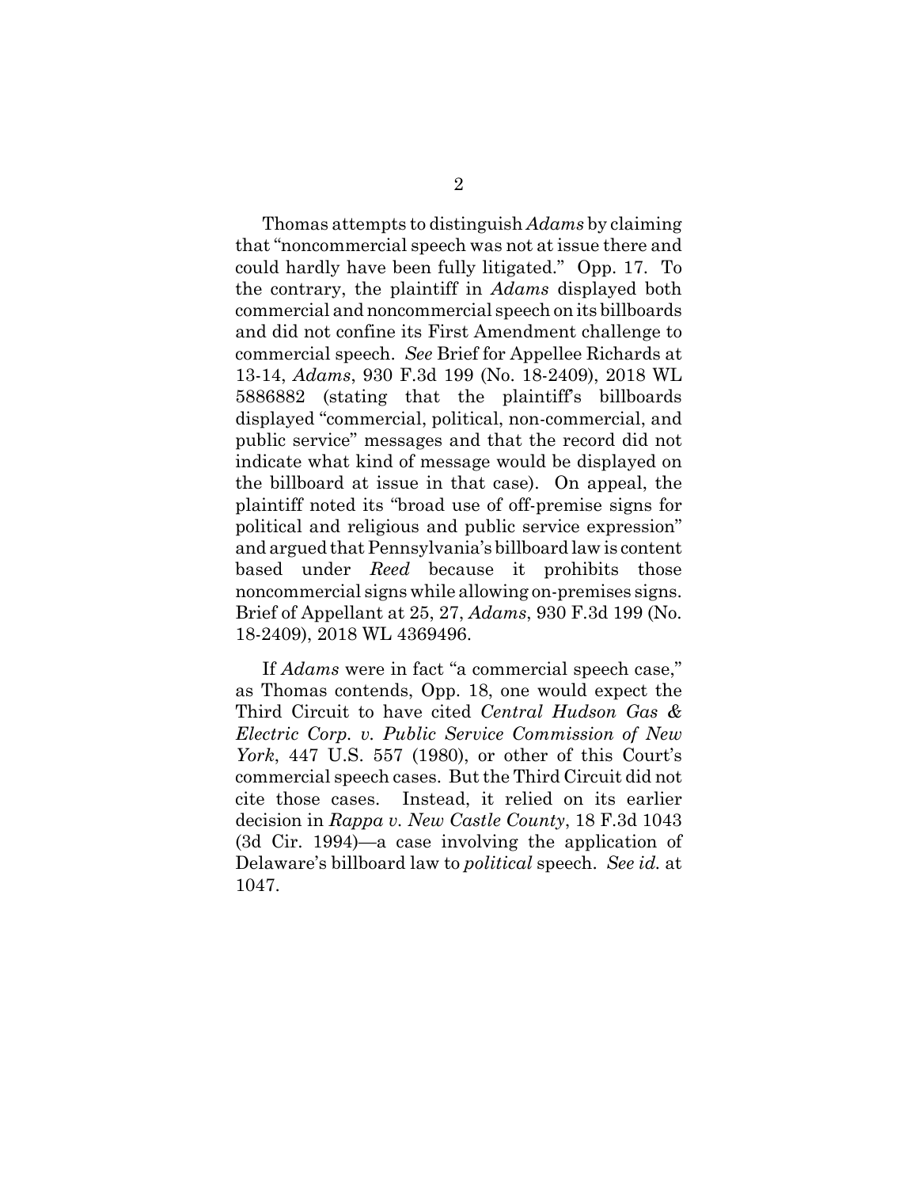Thomas attempts to distinguish *Adams* by claiming that "noncommercial speech was not at issue there and could hardly have been fully litigated." Opp. 17. To the contrary, the plaintiff in *Adams* displayed both commercial and noncommercial speech on its billboards and did not confine its First Amendment challenge to commercial speech. *See* Brief for Appellee Richards at 13-14, *Adams*, 930 F.3d 199 (No. 18-2409), 2018 WL 5886882 (stating that the plaintiff's billboards displayed "commercial, political, non-commercial, and public service" messages and that the record did not indicate what kind of message would be displayed on the billboard at issue in that case). On appeal, the plaintiff noted its "broad use of off-premise signs for political and religious and public service expression" and argued that Pennsylvania's billboard law is content based under *Reed* because it prohibits those noncommercial signs while allowing on-premises signs. Brief of Appellant at 25, 27, *Adams*, 930 F.3d 199 (No. 18-2409), 2018 WL 4369496.

If *Adams* were in fact "a commercial speech case," as Thomas contends, Opp. 18, one would expect the Third Circuit to have cited *Central Hudson Gas & Electric Corp. v. Public Service Commission of New York*, 447 U.S. 557 (1980), or other of this Court's commercial speech cases. But the Third Circuit did not cite those cases. Instead, it relied on its earlier decision in *Rappa v. New Castle County*, 18 F.3d 1043 (3d Cir. 1994)—a case involving the application of Delaware's billboard law to *political* speech. *See id.* at 1047.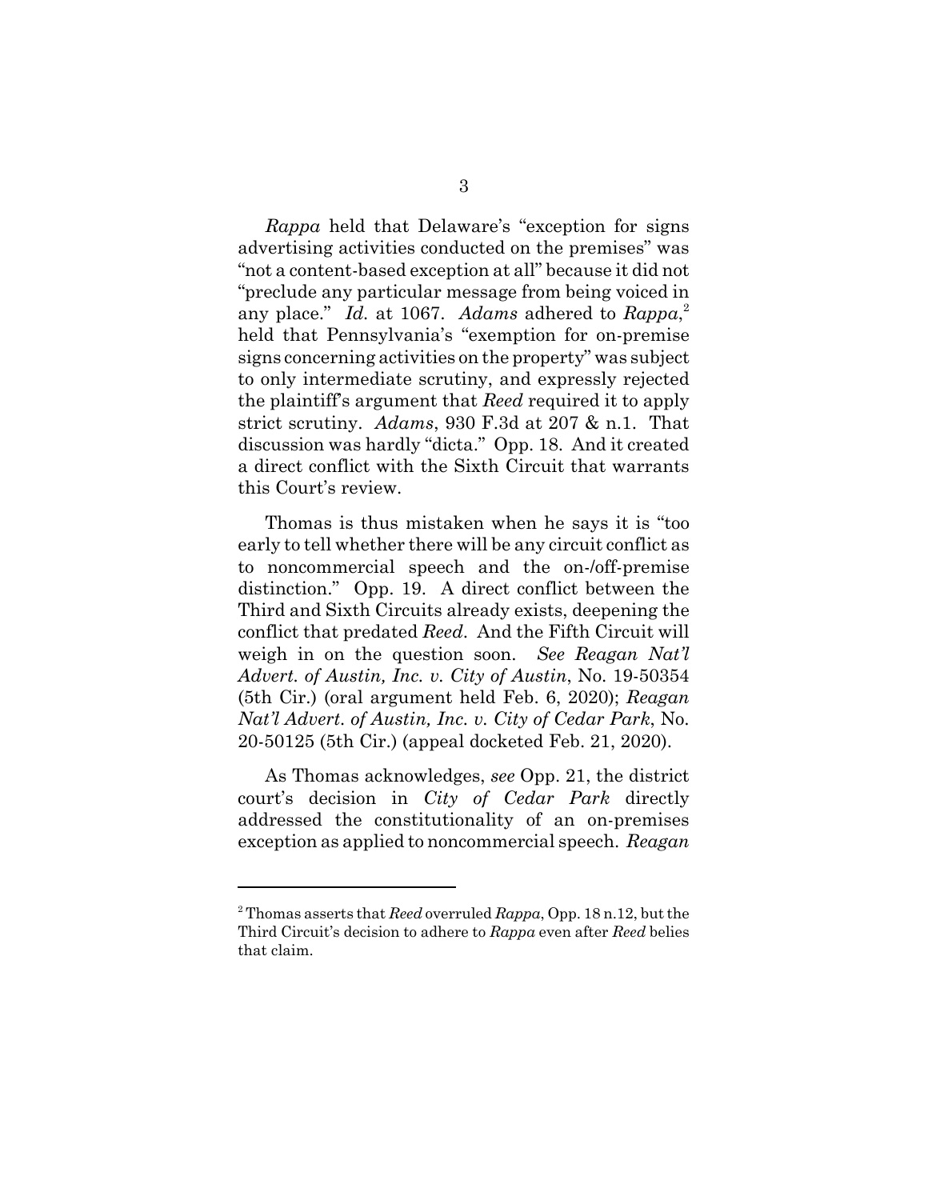*Rappa* held that Delaware's "exception for signs advertising activities conducted on the premises" was "not a content-based exception at all" because it did not "preclude any particular message from being voiced in any place." *Id.* at 1067. *Adams* adhered to *Rappa*,[2] held that Pennsylvania's "exemption for on-premise signs concerning activities on the property" was subject to only intermediate scrutiny, and expressly rejected the plaintiff's argument that *Reed* required it to apply strict scrutiny. *Adams*, 930 F.3d at 207 & n.1. That discussion was hardly "dicta." Opp. 18. And it created a direct conflict with the Sixth Circuit that warrants this Court's review.

Thomas is thus mistaken when he says it is "too early to tell whether there will be any circuit conflict as to noncommercial speech and the on-/off-premise distinction." Opp. 19. A direct conflict between the Third and Sixth Circuits already exists, deepening the conflict that predated *Reed*. And the Fifth Circuit will weigh in on the question soon. *See Reagan Nat'l Advert. of Austin, Inc. v. City of Austin*, No. 19-50354 (5th Cir.) (oral argument held Feb. 6, 2020); *Reagan Nat'l Advert. of Austin, Inc. v. City of Cedar Park*, No. 20-50125 (5th Cir.) (appeal docketed Feb. 21, 2020).

As Thomas acknowledges, *see* Opp. 21, the district court's decision in *City of Cedar Park* directly addressed the constitutionality of an on-premises exception as applied to noncommercial speech. *Reagan*

---

[2] Thomas asserts that *Reed* overruled *Rappa*, Opp. 18 n.12, but the Third Circuit's decision to adhere to *Rappa* even after *Reed* belies that claim.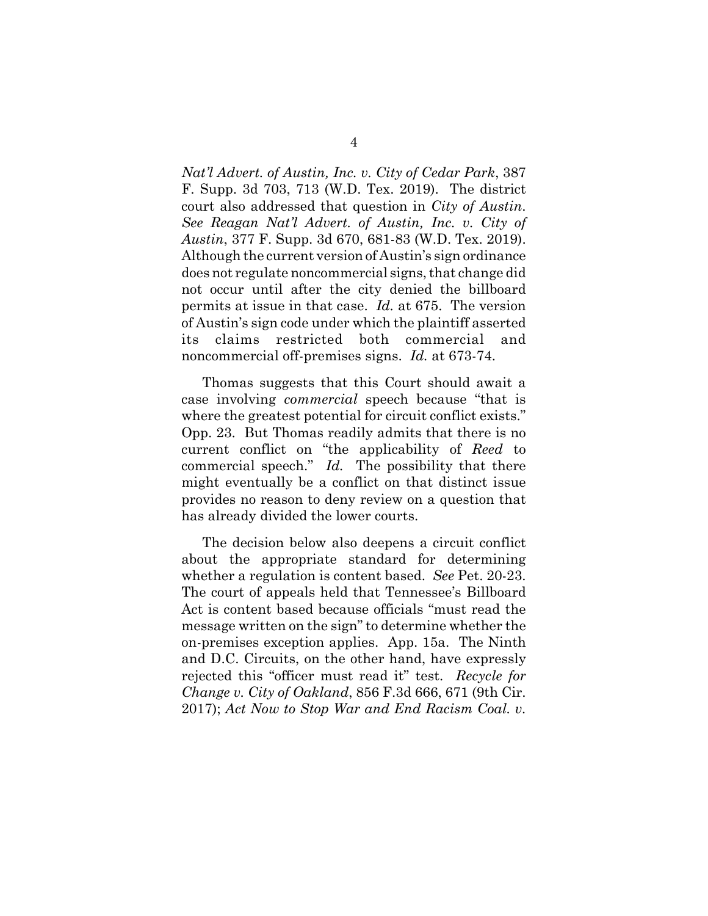*Nat'l Advert. of Austin, Inc. v. City of Cedar Park*, 387 F. Supp. 3d 703, 713 (W.D. Tex. 2019). The district court also addressed that question in *City of Austin*. *See Reagan Nat'l Advert. of Austin, Inc. v. City of Austin*, 377 F. Supp. 3d 670, 681-83 (W.D. Tex. 2019). Although the current version of Austin's sign ordinance does not regulate noncommercial signs, that change did not occur until after the city denied the billboard permits at issue in that case. *Id.* at 675. The version of Austin's sign code under which the plaintiff asserted its claims restricted both commercial and noncommercial off-premises signs. *Id.* at 673-74.

Thomas suggests that this Court should await a case involving *commercial* speech because "that is where the greatest potential for circuit conflict exists." Opp. 23. But Thomas readily admits that there is no current conflict on "the applicability of *Reed* to commercial speech." *Id.* The possibility that there might eventually be a conflict on that distinct issue provides no reason to deny review on a question that has already divided the lower courts.

The decision below also deepens a circuit conflict about the appropriate standard for determining whether a regulation is content based. *See* Pet. 20-23. The court of appeals held that Tennessee's Billboard Act is content based because officials "must read the message written on the sign" to determine whether the on-premises exception applies. App. 15a. The Ninth and D.C. Circuits, on the other hand, have expressly rejected this "officer must read it" test. *Recycle for Change v. City of Oakland*, 856 F.3d 666, 671 (9th Cir. 2017); *Act Now to Stop War and End Racism Coal. v.*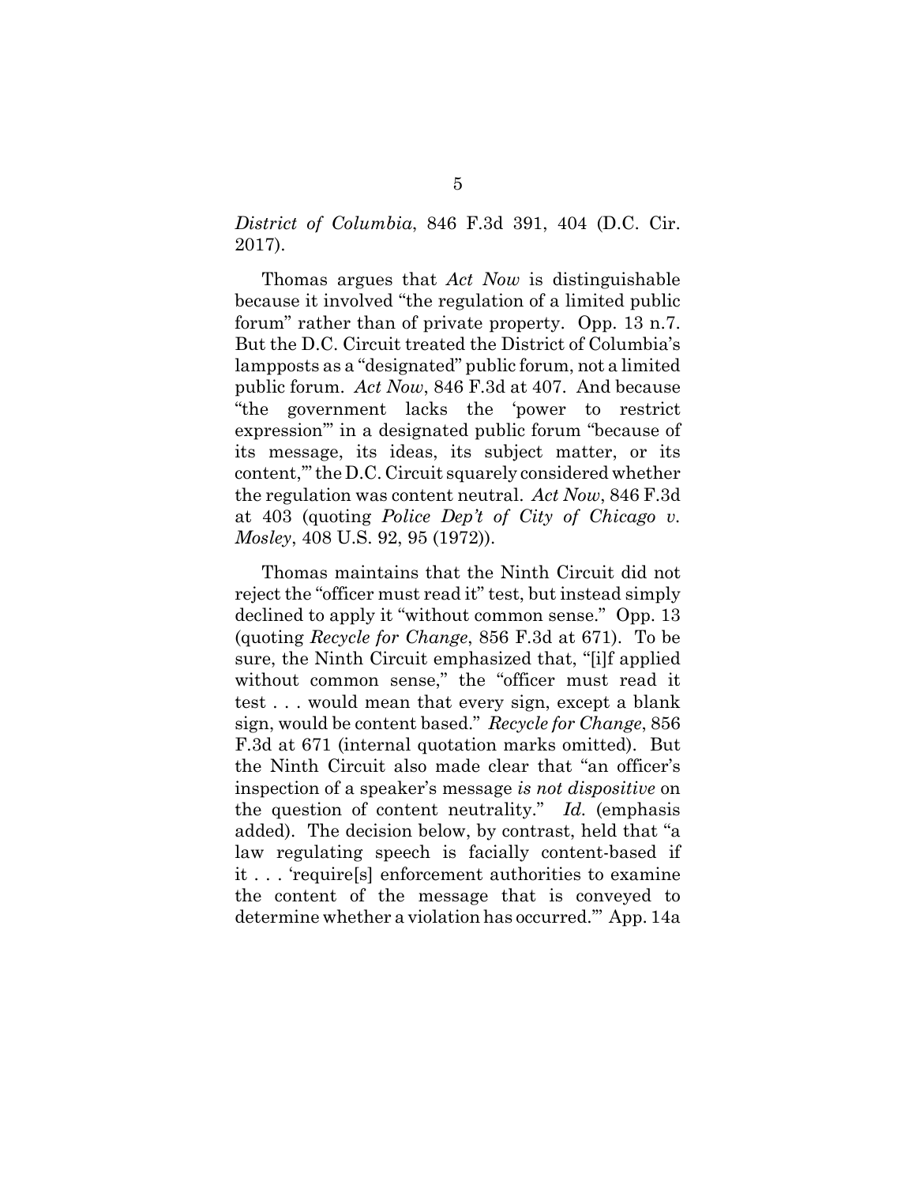*District of Columbia*, 846 F.3d 391, 404 (D.C. Cir. 2017).

Thomas argues that *Act Now* is distinguishable because it involved "the regulation of a limited public forum" rather than of private property. Opp. 13 n.7. But the D.C. Circuit treated the District of Columbia's lampposts as a "designated" public forum, not a limited public forum. *Act Now*, 846 F.3d at 407. And because "the government lacks the 'power to restrict expression'" in a designated public forum "because of its message, its ideas, its subject matter, or its content,'" the D.C. Circuit squarely considered whether the regulation was content neutral. *Act Now*, 846 F.3d at 403 (quoting *Police Dep't of City of Chicago v. Mosley*, 408 U.S. 92, 95 (1972)).

Thomas maintains that the Ninth Circuit did not reject the "officer must read it" test, but instead simply declined to apply it "without common sense." Opp. 13 (quoting *Recycle for Change*, 856 F.3d at 671). To be sure, the Ninth Circuit emphasized that, "[i]f applied without common sense," the "officer must read it test . . . would mean that every sign, except a blank sign, would be content based." *Recycle for Change*, 856 F.3d at 671 (internal quotation marks omitted). But the Ninth Circuit also made clear that "an officer's inspection of a speaker's message *is not dispositive* on the question of content neutrality." *Id.* (emphasis added). The decision below, by contrast, held that "a law regulating speech is facially content-based if it . . . 'require[s] enforcement authorities to examine the content of the message that is conveyed to determine whether a violation has occurred.'" App. 14a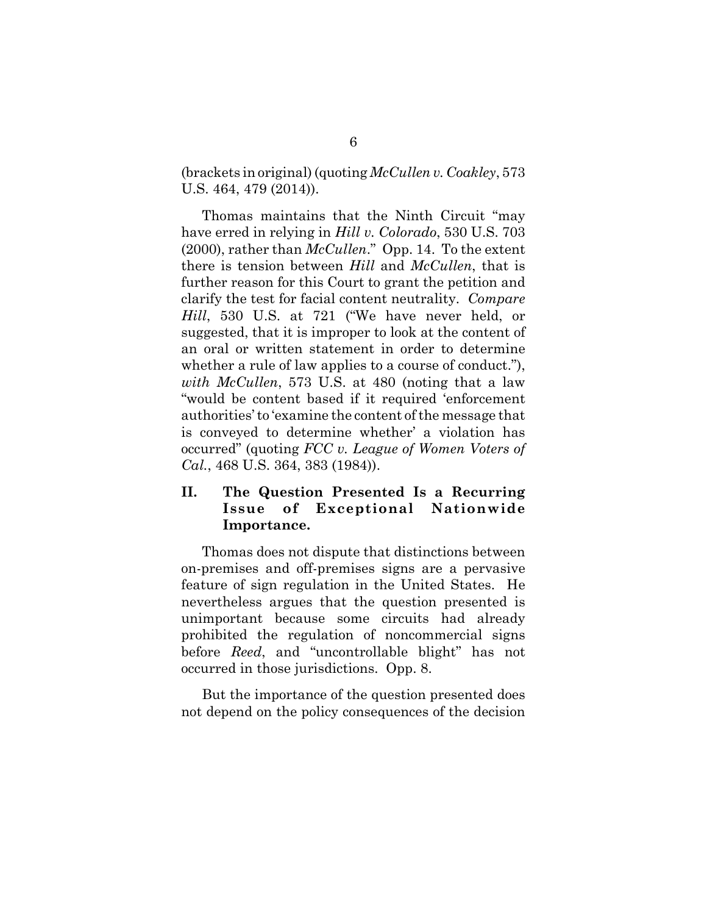(brackets in original) (quoting *McCullen v. Coakley*, 573 U.S. 464, 479 (2014)).

Thomas maintains that the Ninth Circuit "may have erred in relying in *Hill v. Colorado*, 530 U.S. 703 (2000), rather than *McCullen*." Opp. 14. To the extent there is tension between *Hill* and *McCullen*, that is further reason for this Court to grant the petition and clarify the test for facial content neutrality. *Compare Hill*, 530 U.S. at 721 ("We have never held, or suggested, that it is improper to look at the content of an oral or written statement in order to determine whether a rule of law applies to a course of conduct."), *with McCullen*, 573 U.S. at 480 (noting that a law "would be content based if it required 'enforcement authorities' to 'examine the content of the message that is conveyed to determine whether' a violation has occurred" (quoting *FCC v. League of Women Voters of Cal.*, 468 U.S. 364, 383 (1984)).

## II. The Question Presented Is a Recurring Issue of Exceptional Nationwide Importance.

Thomas does not dispute that distinctions between on-premises and off-premises signs are a pervasive feature of sign regulation in the United States. He nevertheless argues that the question presented is unimportant because some circuits had already prohibited the regulation of noncommercial signs before *Reed*, and "uncontrollable blight" has not occurred in those jurisdictions. Opp. 8.

But the importance of the question presented does not depend on the policy consequences of the decision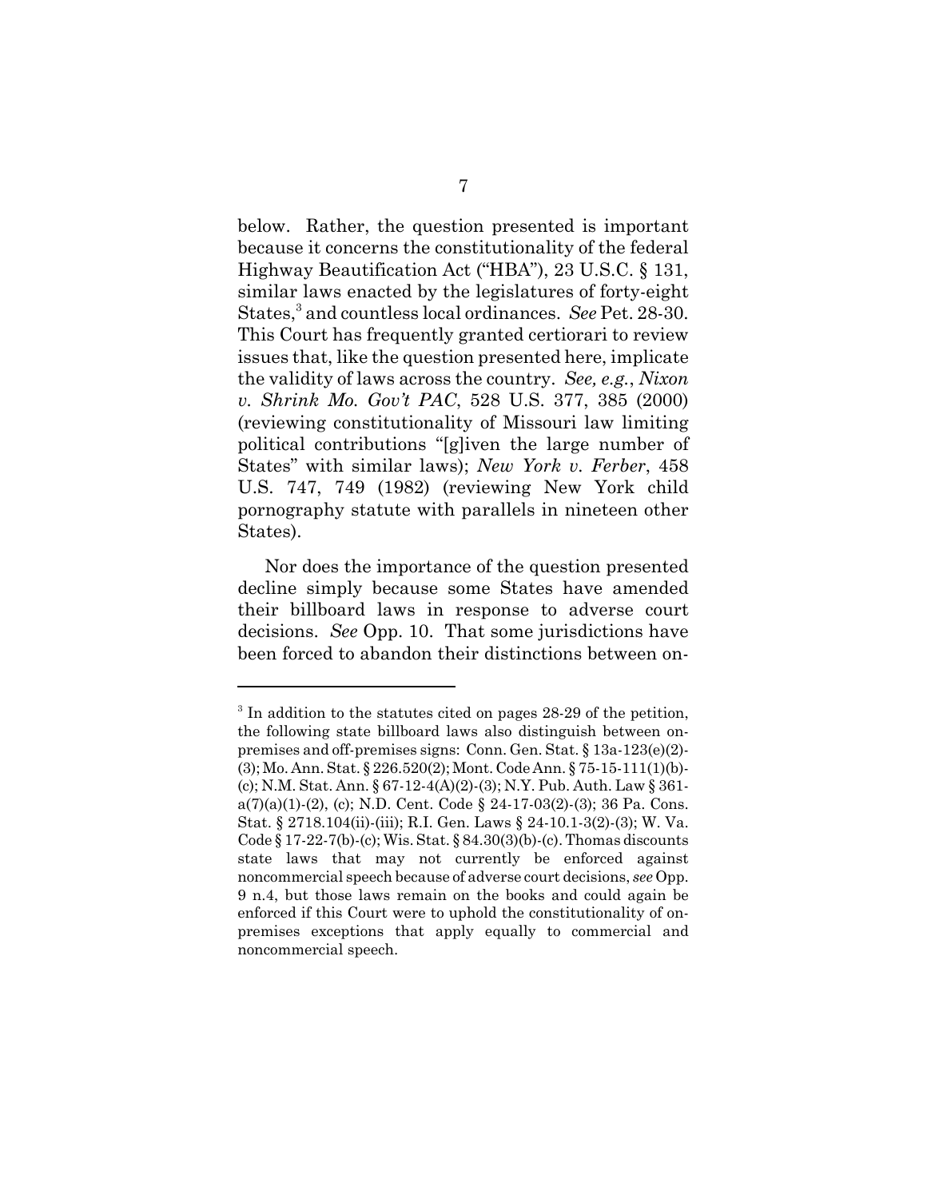below. Rather, the question presented is important because it concerns the constitutionality of the federal Highway Beautification Act ("HBA"), 23 U.S.C. § 131, similar laws enacted by the legislatures of forty-eight States,[3] and countless local ordinances. *See* Pet. 28-30. This Court has frequently granted certiorari to review issues that, like the question presented here, implicate the validity of laws across the country. *See, e.g.*, *Nixon v. Shrink Mo. Gov't PAC*, 528 U.S. 377, 385 (2000) (reviewing constitutionality of Missouri law limiting political contributions "[g]iven the large number of States" with similar laws); *New York v. Ferber*, 458 U.S. 747, 749 (1982) (reviewing New York child pornography statute with parallels in nineteen other States).

Nor does the importance of the question presented decline simply because some States have amended their billboard laws in response to adverse court decisions. *See* Opp. 10. That some jurisdictions have been forced to abandon their distinctions between on-

[3] In addition to the statutes cited on pages 28-29 of the petition, the following state billboard laws also distinguish between on-premises and off-premises signs: Conn. Gen. Stat. § 13a-123(e)(2)-(3); Mo. Ann. Stat. § 226.520(2); Mont. Code Ann. § 75-15-111(1)(b)-(c); N.M. Stat. Ann. § 67-12-4(A)(2)-(3); N.Y. Pub. Auth. Law § 361-a(7)(a)(1)-(2), (c); N.D. Cent. Code § 24-17-03(2)-(3); 36 Pa. Cons. Stat. § 2718.104(ii)-(iii); R.I. Gen. Laws § 24-10.1-3(2)-(3); W. Va. Code § 17-22-7(b)-(c); Wis. Stat. § 84.30(3)(b)-(c). Thomas discounts state laws that may not currently be enforced against noncommercial speech because of adverse court decisions, *see* Opp. 9 n.4, but those laws remain on the books and could again be enforced if this Court were to uphold the constitutionality of on-premises exceptions that apply equally to commercial and noncommercial speech.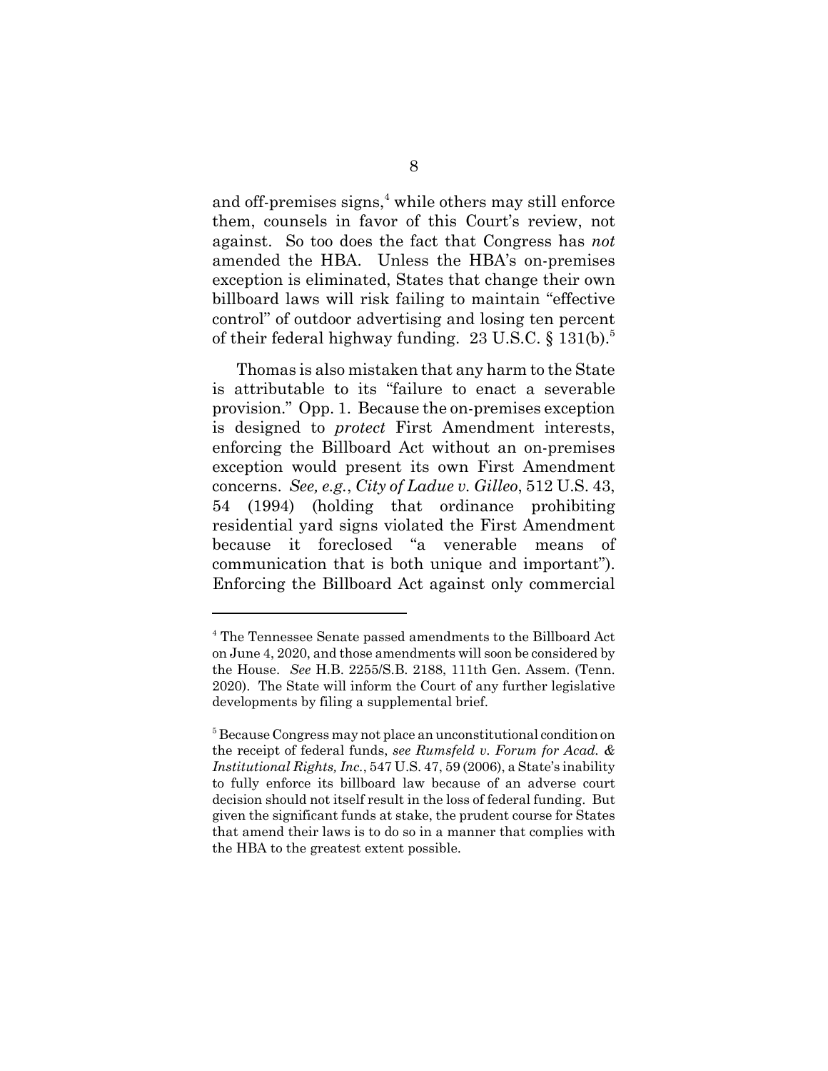and off-premises signs,[4] while others may still enforce them, counsels in favor of this Court's review, not against. So too does the fact that Congress has *not* amended the HBA. Unless the HBA's on-premises exception is eliminated, States that change their own billboard laws will risk failing to maintain "effective control" of outdoor advertising and losing ten percent of their federal highway funding. 23 U.S.C. § 131(b).[5]

Thomas is also mistaken that any harm to the State is attributable to its "failure to enact a severable provision." Opp. 1. Because the on-premises exception is designed to *protect* First Amendment interests, enforcing the Billboard Act without an on-premises exception would present its own First Amendment concerns. *See, e.g.*, *City of Ladue v. Gilleo*, 512 U.S. 43, 54 (1994) (holding that ordinance prohibiting residential yard signs violated the First Amendment because it foreclosed "a venerable means of communication that is both unique and important"). Enforcing the Billboard Act against only commercial

---

[4] The Tennessee Senate passed amendments to the Billboard Act on June 4, 2020, and those amendments will soon be considered by the House. *See* H.B. 2255/S.B. 2188, 111th Gen. Assem. (Tenn. 2020). The State will inform the Court of any further legislative developments by filing a supplemental brief.

[5] Because Congress may not place an unconstitutional condition on the receipt of federal funds, *see Rumsfeld v. Forum for Acad. & Institutional Rights, Inc.*, 547 U.S. 47, 59 (2006), a State's inability to fully enforce its billboard law because of an adverse court decision should not itself result in the loss of federal funding. But given the significant funds at stake, the prudent course for States that amend their laws is to do so in a manner that complies with the HBA to the greatest extent possible.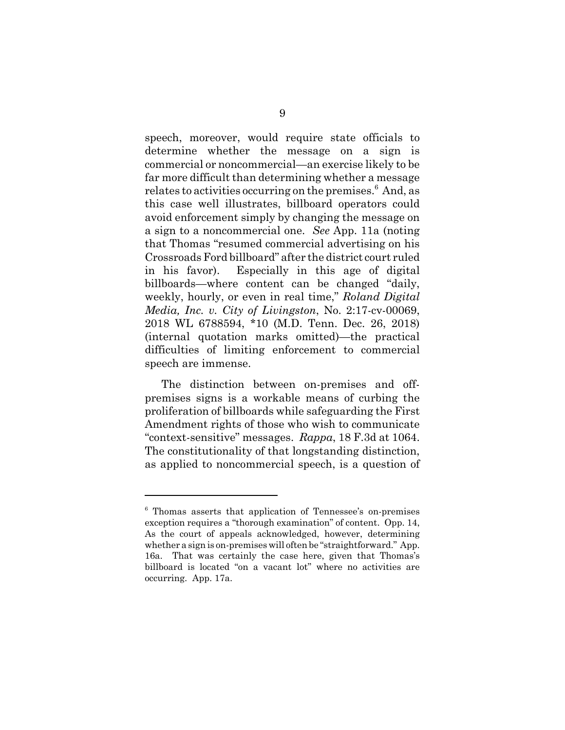speech, moreover, would require state officials to determine whether the message on a sign is commercial or noncommercial—an exercise likely to be far more difficult than determining whether a message relates to activities occurring on the premises.[6] And, as this case well illustrates, billboard operators could avoid enforcement simply by changing the message on a sign to a noncommercial one. *See* App. 11a (noting that Thomas "resumed commercial advertising on his Crossroads Ford billboard" after the district court ruled in his favor). Especially in this age of digital billboards—where content can be changed "daily, weekly, hourly, or even in real time," *Roland Digital Media, Inc. v. City of Livingston*, No. 2:17-cv-00069, 2018 WL 6788594, *10 (M.D. Tenn. Dec. 26, 2018) (internal quotation marks omitted)—the practical difficulties of limiting enforcement to commercial speech are immense.

The distinction between on-premises and off-premises signs is a workable means of curbing the proliferation of billboards while safeguarding the First Amendment rights of those who wish to communicate "context-sensitive" messages. *Rappa*, 18 F.3d at 1064. The constitutionality of that longstanding distinction, as applied to noncommercial speech, is a question of

---

[6] Thomas asserts that application of Tennessee's on-premises exception requires a "thorough examination" of content. Opp. 14, As the court of appeals acknowledged, however, determining whether a sign is on-premises will often be "straightforward." App. 16a. That was certainly the case here, given that Thomas's billboard is located "on a vacant lot" where no activities are occurring. App. 17a.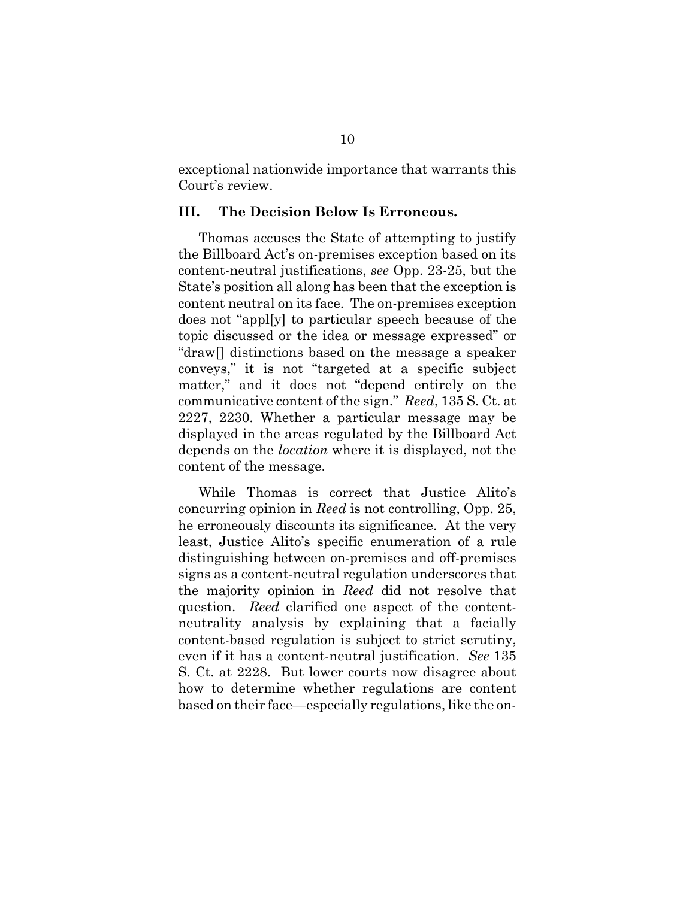exceptional nationwide importance that warrants this Court's review.

### III. The Decision Below Is Erroneous.

Thomas accuses the State of attempting to justify the Billboard Act's on-premises exception based on its content-neutral justifications, *see* Opp. 23-25, but the State's position all along has been that the exception is content neutral on its face. The on-premises exception does not "appl[y] to particular speech because of the topic discussed or the idea or message expressed" or "draw[] distinctions based on the message a speaker conveys," it is not "targeted at a specific subject matter," and it does not "depend entirely on the communicative content of the sign." *Reed*, 135 S. Ct. at 2227, 2230. Whether a particular message may be displayed in the areas regulated by the Billboard Act depends on the *location* where it is displayed, not the content of the message.

While Thomas is correct that Justice Alito's concurring opinion in *Reed* is not controlling, Opp. 25, he erroneously discounts its significance. At the very least, Justice Alito's specific enumeration of a rule distinguishing between on-premises and off-premises signs as a content-neutral regulation underscores that the majority opinion in *Reed* did not resolve that question. *Reed* clarified one aspect of the content-neutrality analysis by explaining that a facially content-based regulation is subject to strict scrutiny, even if it has a content-neutral justification. *See* 135 S. Ct. at 2228. But lower courts now disagree about how to determine whether regulations are content based on their face—especially regulations, like the on-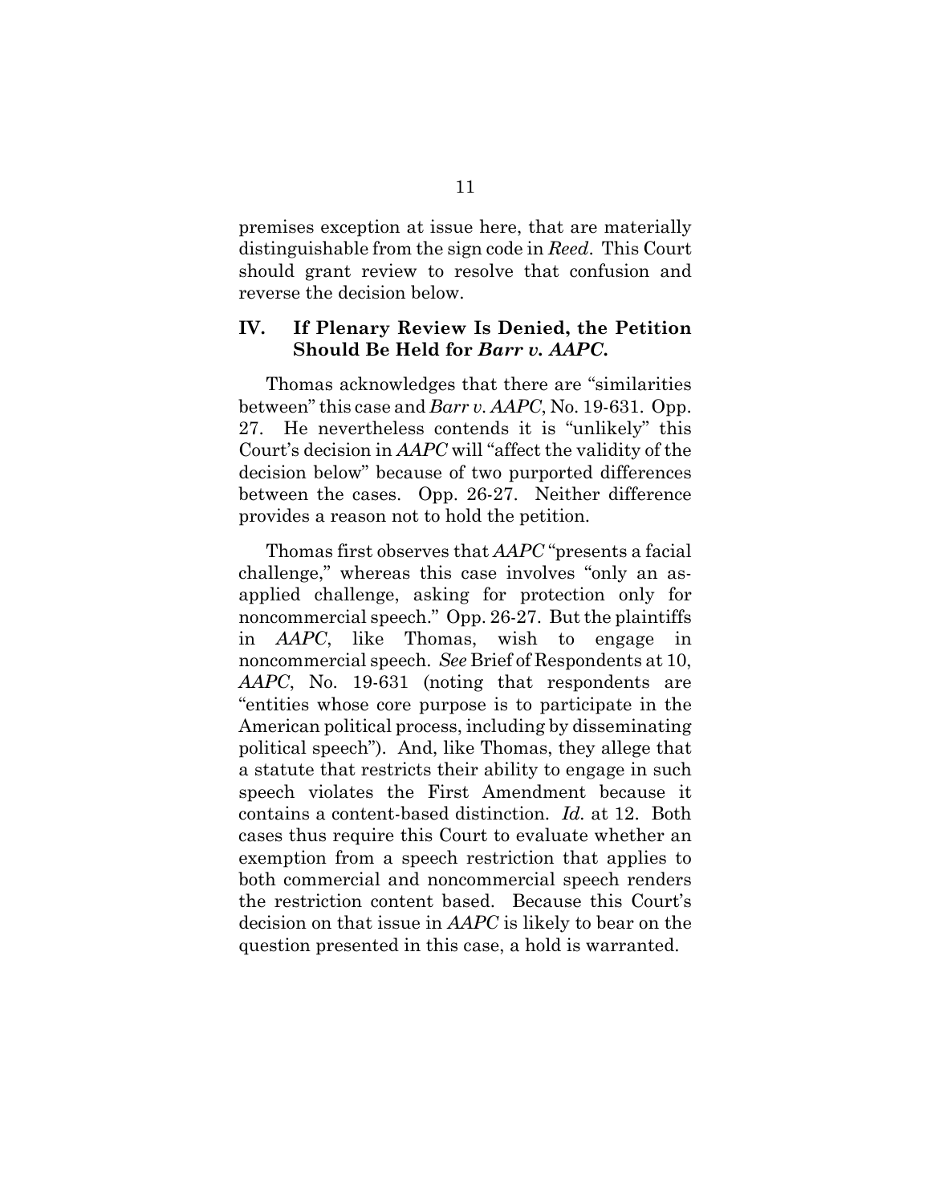premises exception at issue here, that are materially distinguishable from the sign code in *Reed*. This Court should grant review to resolve that confusion and reverse the decision below.

## IV. If Plenary Review Is Denied, the Petition Should Be Held for *Barr v. AAPC*.

Thomas acknowledges that there are "similarities between" this case and *Barr v. AAPC*, No. 19-631. Opp. 27. He nevertheless contends it is "unlikely" this Court's decision in *AAPC* will "affect the validity of the decision below" because of two purported differences between the cases. Opp. 26-27. Neither difference provides a reason not to hold the petition.

Thomas first observes that *AAPC* "presents a facial challenge," whereas this case involves "only an as-applied challenge, asking for protection only for noncommercial speech." Opp. 26-27. But the plaintiffs in *AAPC*, like Thomas, wish to engage in noncommercial speech. *See* Brief of Respondents at 10, *AAPC*, No. 19-631 (noting that respondents are "entities whose core purpose is to participate in the American political process, including by disseminating political speech"). And, like Thomas, they allege that a statute that restricts their ability to engage in such speech violates the First Amendment because it contains a content-based distinction. *Id.* at 12. Both cases thus require this Court to evaluate whether an exemption from a speech restriction that applies to both commercial and noncommercial speech renders the restriction content based. Because this Court's decision on that issue in *AAPC* is likely to bear on the question presented in this case, a hold is warranted.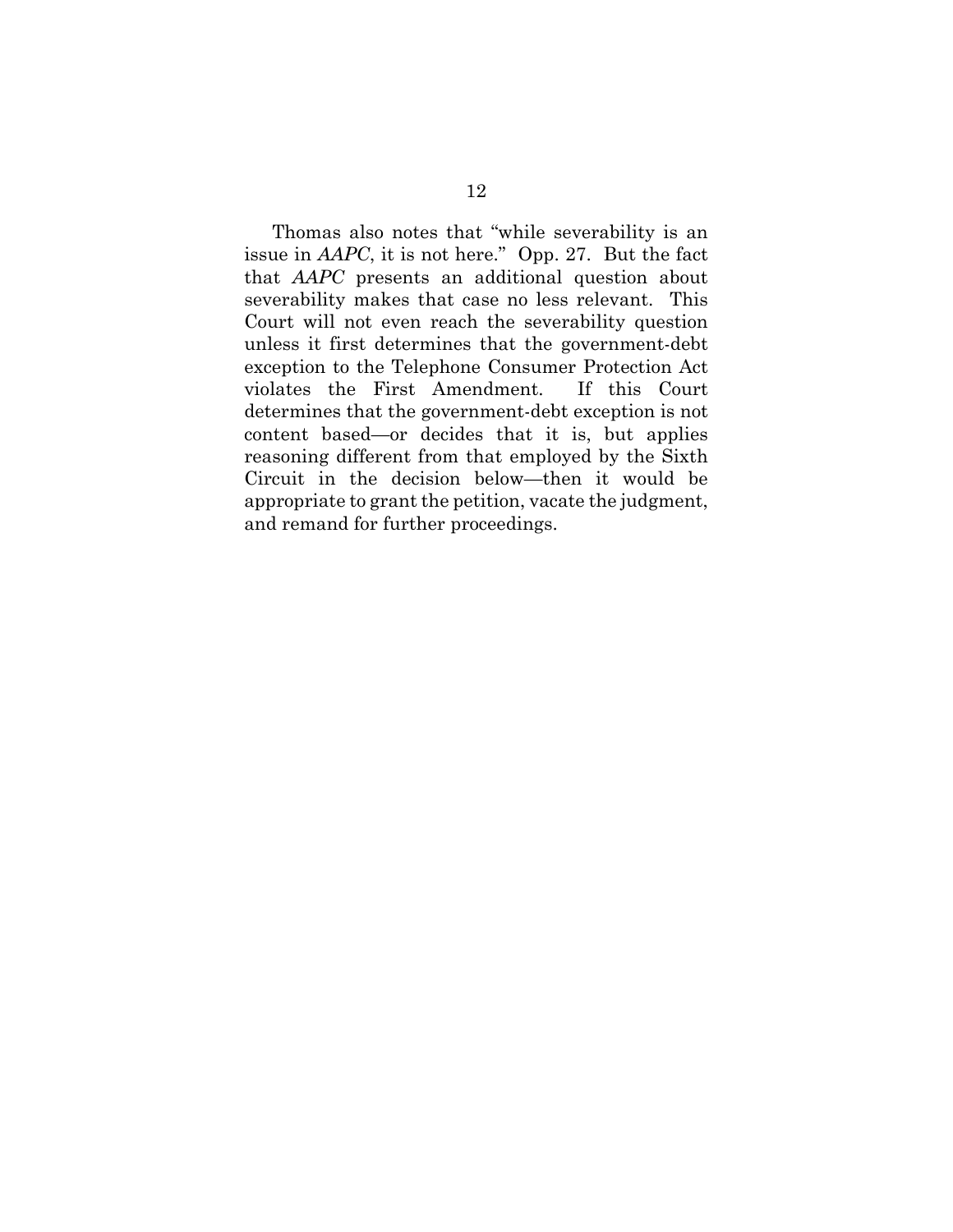Thomas also notes that "while severability is an issue in *AAPC*, it is not here." Opp. 27. But the fact that *AAPC* presents an additional question about severability makes that case no less relevant. This Court will not even reach the severability question unless it first determines that the government-debt exception to the Telephone Consumer Protection Act violates the First Amendment. If this Court determines that the government-debt exception is not content based—or decides that it is, but applies reasoning different from that employed by the Sixth Circuit in the decision below—then it would be appropriate to grant the petition, vacate the judgment, and remand for further proceedings.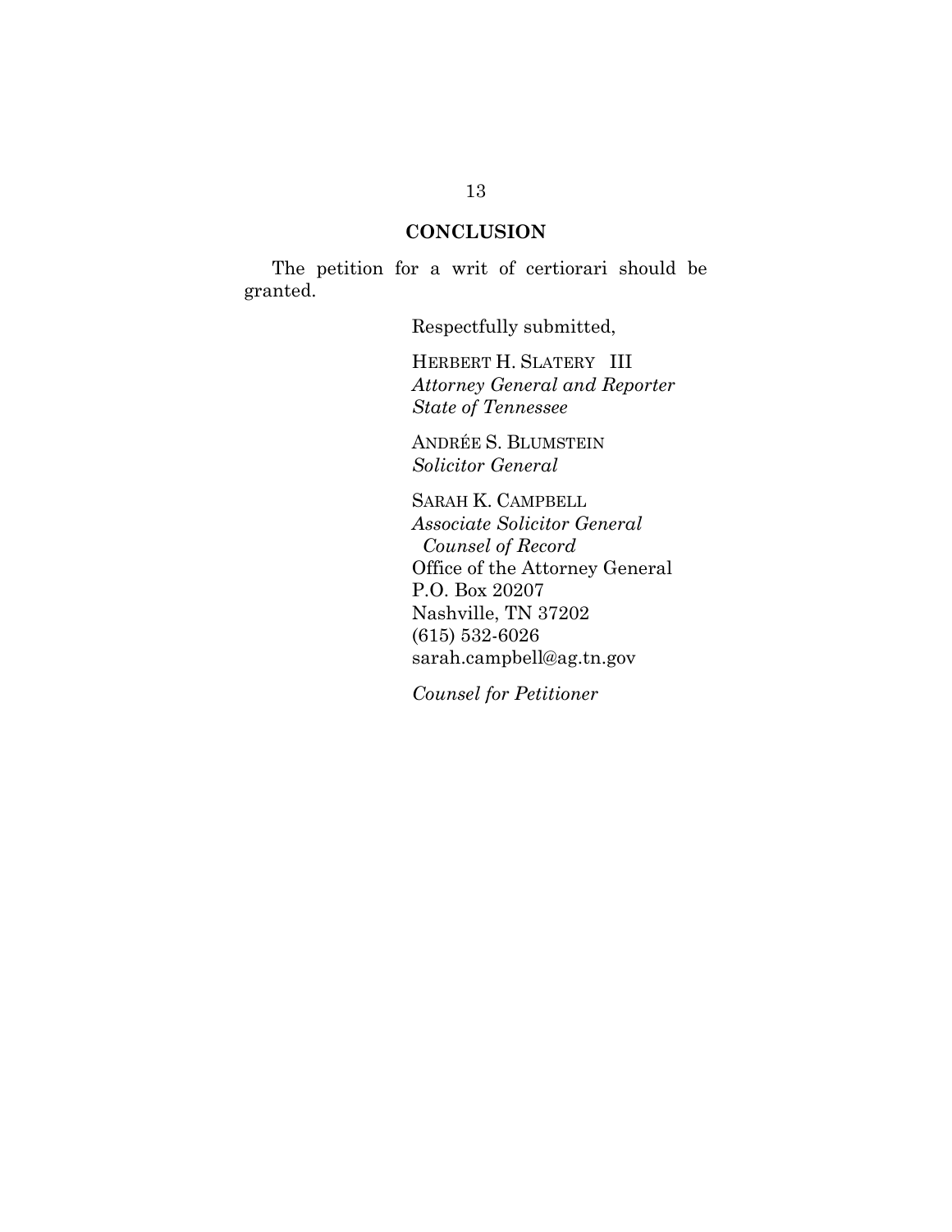## CONCLUSION

The petition for a writ of certiorari should be granted.

Respectfully submitted,

HERBERT H. SLATERY III
*Attorney General and Reporter*
*State of Tennessee*

ANDRÉE S. BLUMSTEIN
*Solicitor General*

SARAH K. CAMPBELL
*Associate Solicitor General*
*Counsel of Record*
Office of the Attorney General
P.O. Box 20207
Nashville, TN 37202
(615) 532-6026
sarah.campbell@ag.tn.gov

*Counsel for Petitioner*